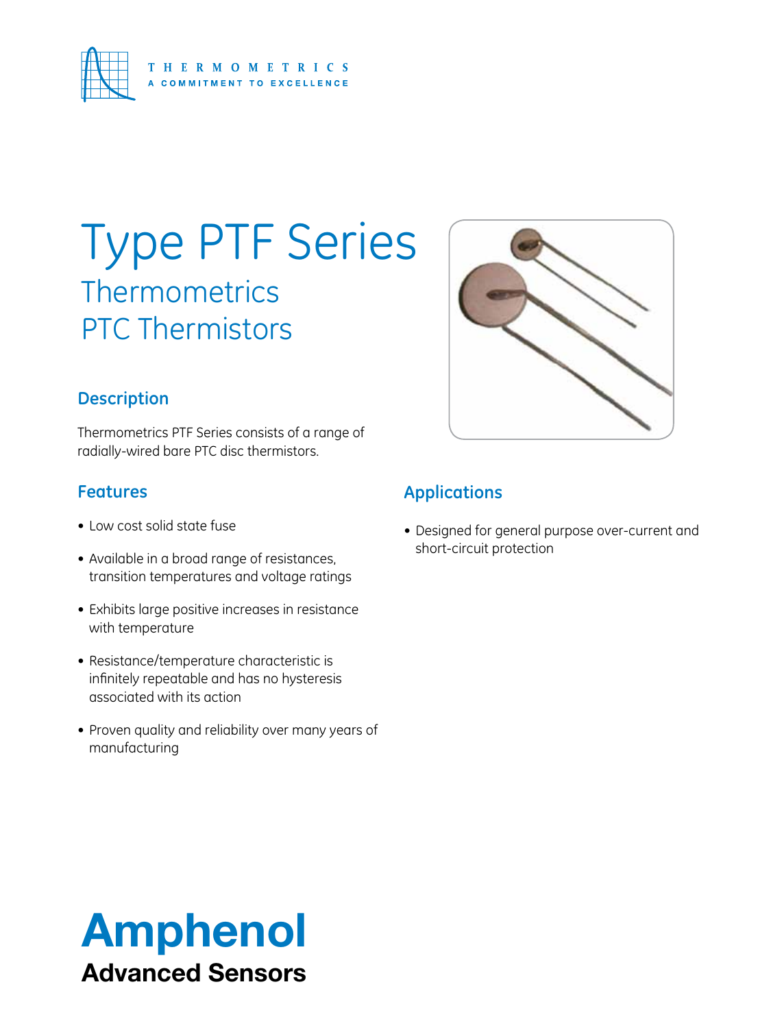THERMOMETRICS
A COMMITMENT TO EXCELLENCE

# Type PTF Series

## Thermometrics PTC Thermistors

### Description

Thermometrics PTF Series consists of a range of radially-wired bare PTC disc thermistors.

### Features

- Low cost solid state fuse
- Available in a broad range of resistances, transition temperatures and voltage ratings
- Exhibits large positive increases in resistance with temperature
- Resistance/temperature characteristic is infinitely repeatable and has no hysteresis associated with its action
- Proven quality and reliability over many years of manufacturing

### Applications

- Designed for general purpose over-current and short-circuit protection

**Amphenol**
**Advanced Sensors**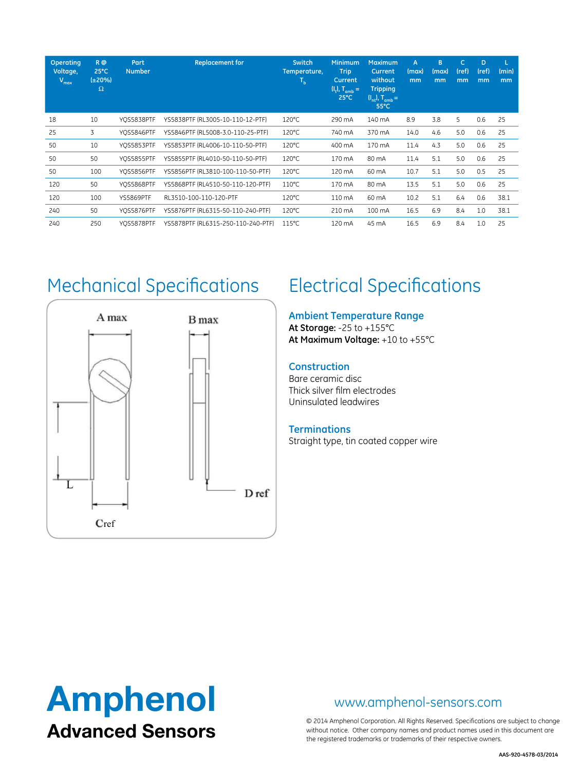| Operating Voltage, $V_{max}$ | R @ 25°C (±20%) Ω | Part Number | Replacement for | Switch Temperature, $T_b$ | Minimum Trip Current ($I_t$), $T_{amb}$ = 25°C | Maximum Current without Tripping ($I_{nt}$), $T_{amb}$ = 55°C | A (max) mm | B (max) mm | C (ref) mm | D (ref) mm | L (min) mm |
|---|---|---|---|---|---|---|---|---|---|---|---|
| 18 | 10 | YQS5838PTF | YS5838PTF (RL3005-10-110-12-PTF) | 120°C | 290 mA | 140 mA | 8.9 | 3.8 | 5 | 0.6 | 25 |
| 25 | 3 | YQS5846PTF | YS5846PTF (RL5008-3.0-110-25-PTF) | 120°C | 740 mA | 370 mA | 14.0 | 4.6 | 5.0 | 0.6 | 25 |
| 50 | 10 | YQS5853PTF | YS5853PTF (RL4006-10-110-50-PTF) | 120°C | 400 mA | 170 mA | 11.4 | 4.3 | 5.0 | 0.6 | 25 |
| 50 | 50 | YQS5855PTF | YS5855PTF (RL4010-50-110-50-PTF) | 120°C | 170 mA | 80 mA | 11.4 | 5.1 | 5.0 | 0.6 | 25 |
| 50 | 100 | YQS5856PTF | YS5856PTF (RL3810-100-110-50-PTF) | 120°C | 120 mA | 60 mA | 10.7 | 5.1 | 5.0 | 0.5 | 25 |
| 120 | 50 | YQS5868PTF | YS5868PTF (RL4510-50-110-120-PTF) | 110°C | 170 mA | 80 mA | 13.5 | 5.1 | 5.0 | 0.6 | 25 |
| 120 | 100 | YS5869PTF | RL3510-100-110-120-PTF | 120°C | 110 mA | 60 mA | 10.2 | 5.1 | 6.4 | 0.6 | 38.1 |
| 240 | 50 | YQS5876PTF | YS5876PTF (RL6315-50-110-240-PTF) | 120°C | 210 mA | 100 mA | 16.5 | 6.9 | 8.4 | 1.0 | 38.1 |
| 240 | 250 | YQS5878PTF | YS5878PTF (RL6315-250-110-240-PTF) | 115°C | 120 mA | 45 mA | 16.5 | 6.9 | 8.4 | 1.0 | 25 |

## Mechanical Specifications

A max

B max

L

D ref

Cref

## Electrical Specifications

### Ambient Temperature Range

**At Storage:** -25 to +155°C
**At Maximum Voltage:** +10 to +55°C

### Construction

Bare ceramic disc
Thick silver film electrodes
Uninsulated leadwires

### Terminations

Straight type, tin coated copper wire

**Amphenol**
**Advanced Sensors**

www.amphenol-sensors.com

© 2014 Amphenol Corporation. All Rights Reserved. Specifications are subject to change without notice. Other company names and product names used in this document are the registered trademarks or trademarks of their respective owners.

AAS-920-457B-03/2014